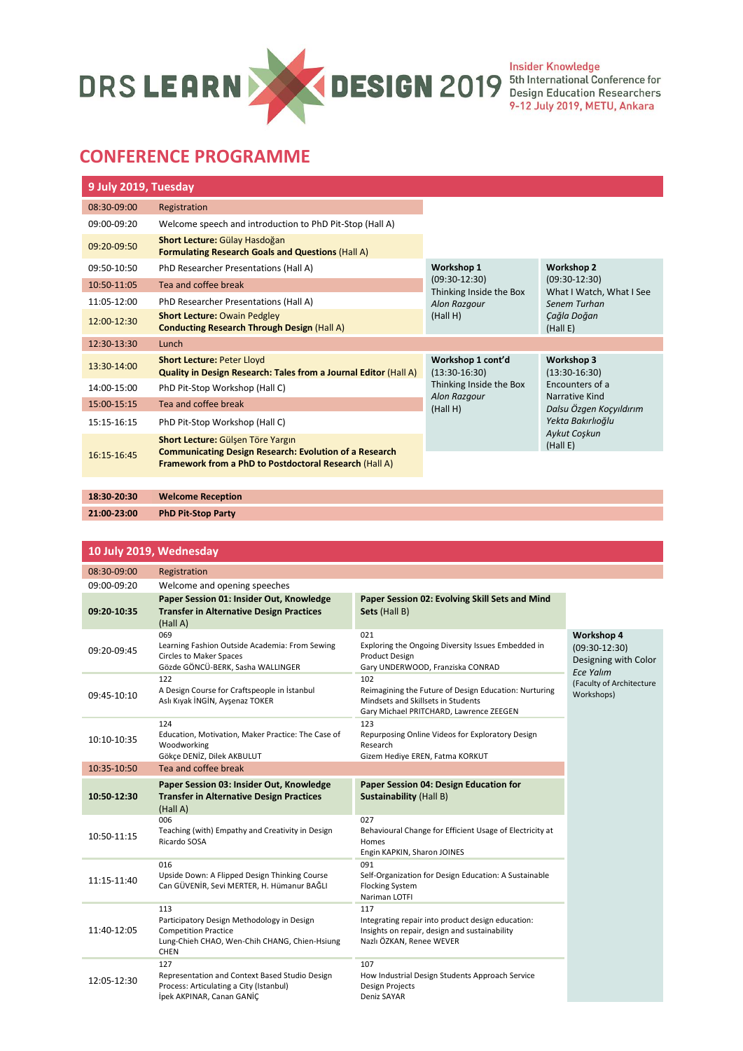DRS LEARN X DESIGN 2019

Insider Knowledge
5th International Conference for Design Education Researchers
9-12 July 2019, METU, Ankara

# CONFERENCE PROGRAMME

## 9 July 2019, Tuesday

| Time | Programme | | |
|---|---|---|---|
| 08:30-09:00 | Registration | | |
| 09:00-09:20 | Welcome speech and introduction to PhD Pit-Stop (Hall A) | | |
| 09:20-09:50 | **Short Lecture:** Gülay Hasdoğan<br>**Formulating Research Goals and Questions** (Hall A) | | |
| 09:50-10:50 | PhD Researcher Presentations (Hall A) | **Workshop 1**<br>(09:30-12:30)<br>Thinking Inside the Box<br>*Alon Razgour*<br>(Hall H) | **Workshop 2**<br>(09:30-12:30)<br>What I Watch, What I See<br>*Senem Turhan*<br>*Çağla Doğan*<br>(Hall E) |
| 10:50-11:05 | Tea and coffee break | | |
| 11:05-12:00 | PhD Researcher Presentations (Hall A) | | |
| 12:00-12:30 | **Short Lecture:** Owain Pedgley<br>**Conducting Research Through Design** (Hall A) | | |
| 12:30-13:30 | Lunch | | |
| 13:30-14:00 | **Short Lecture:** Peter Lloyd<br>**Quality in Design Research: Tales from a Journal Editor** (Hall A) | **Workshop 1 cont'd**<br>(13:30-16:30)<br>Thinking Inside the Box<br>*Alon Razgour*<br>(Hall H) | **Workshop 3**<br>(13:30-16:30)<br>Encounters of a Narrative Kind<br>*Dalsu Özgen Koçyıldırım*<br>*Yekta Bakırlıoğlu*<br>*Aykut Coşkun*<br>(Hall E) |
| 14:00-15:00 | PhD Pit-Stop Workshop (Hall C) | | |
| 15:00-15:15 | Tea and coffee break | | |
| 15:15-16:15 | PhD Pit-Stop Workshop (Hall C) | | |
| 16:15-16:45 | **Short Lecture:** Gülşen Töre Yargın<br>**Communicating Design Research: Evolution of a Research Framework from a PhD to Postdoctoral Research** (Hall A) | | |
| **18:30-20:30** | **Welcome Reception** | | |
| **21:00-23:00** | **PhD Pit-Stop Party** | | |

## 10 July 2019, Wednesday

| Time | | | |
|---|---|---|---|
| 08:30-09:00 | Registration | | |
| 09:00-09:20 | Welcome and opening speeches | | |
| **09:20-10:35** | **Paper Session 01: Insider Out, Knowledge Transfer in Alternative Design Practices** (Hall A) | **Paper Session 02: Evolving Skill Sets and Mind Sets** (Hall B) | |
| 09:20-09:45 | 069<br>Learning Fashion Outside Academia: From Sewing Circles to Maker Spaces<br>Gözde GÖNCÜ-BERK, Sasha WALLINGER | 021<br>Exploring the Ongoing Diversity Issues Embedded in Product Design<br>Gary UNDERWOOD, Franziska CONRAD | **Workshop 4**<br>(09:30-12:30)<br>Designing with Color<br>*Ece Yalım*<br>(Faculty of Architecture Workshops) |
| 09:45-10:10 | 122<br>A Design Course for Craftspeople in İstanbul<br>Aslı Kıyak İNGİN, Ayşenaz TOKER | 102<br>Reimagining the Future of Design Education: Nurturing Mindsets and Skillsets in Students<br>Gary Michael PRITCHARD, Lawrence ZEEGEN | |
| 10:10-10:35 | 124<br>Education, Motivation, Maker Practice: The Case of Woodworking<br>Gökçe DENİZ, Dilek AKBULUT | 123<br>Repurposing Online Videos for Exploratory Design Research<br>Gizem Hediye EREN, Fatma KORKUT | |
| 10:35-10:50 | Tea and coffee break | | |
| **10:50-12:30** | **Paper Session 03: Insider Out, Knowledge Transfer in Alternative Design Practices** (Hall A) | **Paper Session 04: Design Education for Sustainability** (Hall B) | |
| 10:50-11:15 | 006<br>Teaching (with) Empathy and Creativity in Design<br>Ricardo SOSA | 027<br>Behavioural Change for Efficient Usage of Electricity at Homes<br>Engin KAPKIN, Sharon JOINES | |
| 11:15-11:40 | 016<br>Upside Down: A Flipped Design Thinking Course<br>Can GÜVENİR, Sevi MERTER, H. Hümanur BAĞLI | 091<br>Self-Organization for Design Education: A Sustainable Flocking System<br>Nariman LOTFI | |
| 11:40-12:05 | 113<br>Participatory Design Methodology in Design Competition Practice<br>Lung-Chieh CHAO, Wen-Chih CHANG, Chien-Hsiung CHEN | 117<br>Integrating repair into product design education: Insights on repair, design and sustainability<br>Nazlı ÖZKAN, Renee WEVER | |
| 12:05-12:30 | 127<br>Representation and Context Based Studio Design Process: Articulating a City (Istanbul)<br>İpek AKPINAR, Canan GANİÇ | 107<br>How Industrial Design Students Approach Service Design Projects<br>Deniz SAYAR | |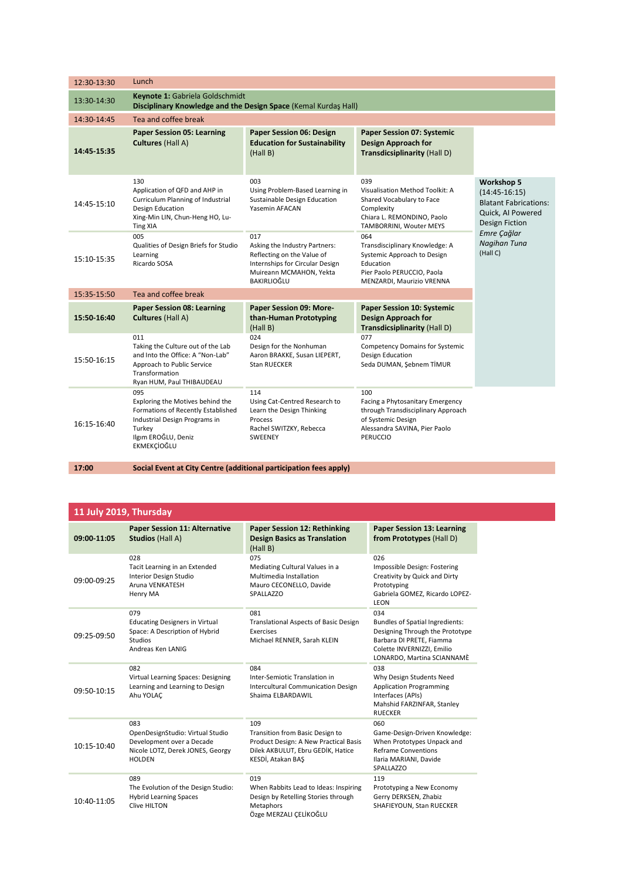| | | | | |
|---|---|---|---|---|
| 12:30-13:30 | Lunch | | | |
| 13:30-14:30 | **Keynote 1:** Gabriela Goldschmidt<br>**Disciplinary Knowledge and the Design Space** (Kemal Kurdaş Hall) | | | |
| 14:30-14:45 | Tea and coffee break | | | |
| **14:45-15:35** | **Paper Session 05: Learning Cultures** (Hall A) | **Paper Session 06: Design Education for Sustainability** (Hall B) | **Paper Session 07: Systemic Design Approach for Transdicsiplinarity** (Hall D) | |
| 14:45-15:10 | 130<br>Application of QFD and AHP in Curriculum Planning of Industrial Design Education<br>Xing-Min LIN, Chun-Heng HO, Lu-Ting XIA | 003<br>Using Problem-Based Learning in Sustainable Design Education<br>Yasemin AFACAN | 039<br>Visualisation Method Toolkit: A Shared Vocabulary to Face Complexity<br>Chiara L. REMONDINO, Paolo TAMBORRINI, Wouter MEYS | **Workshop 5**<br>(14:45-16:15)<br>Blatant Fabrications: Quick, AI Powered Design Fiction<br>*Emre Çağlar Nagihan Tuna*<br>(Hall C) |
| 15:10-15:35 | 005<br>Qualities of Design Briefs for Studio Learning<br>Ricardo SOSA | 017<br>Asking the Industry Partners: Reflecting on the Value of Internships for Circular Design<br>Muireann MCMAHON, Yekta BAKIRLIOĞLU | 064<br>Transdisciplinary Knowledge: A Systemic Approach to Design Education<br>Pier Paolo PERUCCIO, Paola MENZARDI, Maurizio VRENNA | |
| 15:35-15:50 | Tea and coffee break | | | |
| **15:50-16:40** | **Paper Session 08: Learning Cultures** (Hall A) | **Paper Session 09: More-than-Human Prototyping** (Hall B) | **Paper Session 10: Systemic Design Approach for Transdicsiplinarity** (Hall D) | |
| 15:50-16:15 | 011<br>Taking the Culture out of the Lab and Into the Office: A "Non-Lab" Approach to Public Service Transformation<br>Ryan HUM, Paul THIBAUDEAU | 024<br>Design for the Nonhuman<br>Aaron BRAKKE, Susan LIEPERT, Stan RUECKER | 077<br>Competency Domains for Systemic Design Education<br>Seda DUMAN, Şebnem TİMUR | |
| 16:15-16:40 | 095<br>Exploring the Motives behind the Formations of Recently Established Industrial Design Programs in Turkey<br>Ilgım EROĞLU, Deniz EKMEKÇİOĞLU | 114<br>Using Cat-Centred Research to Learn the Design Thinking Process<br>Rachel SWITZKY, Rebecca SWEENEY | 100<br>Facing a Phytosanitary Emergency through Transdisciplinary Approach of Systemic Design<br>Alessandra SAVINA, Pier Paolo PERUCCIO | |
| **17:00** | **Social Event at City Centre (additional participation fees apply)** | | | |

## 11 July 2019, Thursday

| | | | |
|---|---|---|---|
| **09:00-11:05** | **Paper Session 11: Alternative Studios** (Hall A) | **Paper Session 12: Rethinking Design Basics as Translation** (Hall B) | **Paper Session 13: Learning from Prototypes** (Hall D) |
| 09:00-09:25 | 028<br>Tacit Learning in an Extended Interior Design Studio<br>Aruna VENKATESH<br>Henry MA | 075<br>Mediating Cultural Values in a Multimedia Installation<br>Mauro CECONELLO, Davide SPALLAZZO | 026<br>Impossible Design: Fostering Creativity by Quick and Dirty Prototyping<br>Gabriela GOMEZ, Ricardo LOPEZ-LEON |
| 09:25-09:50 | 079<br>Educating Designers in Virtual Space: A Description of Hybrid Studios<br>Andreas Ken LANIG | 081<br>Translational Aspects of Basic Design Exercises<br>Michael RENNER, Sarah KLEIN | 034<br>Bundles of Spatial Ingredients: Designing Through the Prototype<br>Barbara DI PRETE, Fiamma Colette INVERNIZZI, Emilio LONARDO, Martina SCIANNAMÈ |
| 09:50-10:15 | 082<br>Virtual Learning Spaces: Designing Learning and Learning to Design<br>Ahu YOLAÇ | 084<br>Inter-Semiotic Translation in Intercultural Communication Design<br>Shaima ELBARDAWIL | 038<br>Why Design Students Need Application Programming Interfaces (APIs)<br>Mahshid FARZINFAR, Stanley RUECKER |
| 10:15-10:40 | 083<br>OpenDesignStudio: Virtual Studio Development over a Decade<br>Nicole LOTZ, Derek JONES, Georgy HOLDEN | 109<br>Transition from Basic Design to Product Design: A New Practical Basis<br>Dilek AKBULUT, Ebru GEDİK, Hatice KESDİ, Atakan BAŞ | 060<br>Game-Design-Driven Knowledge: When Prototypes Unpack and Reframe Conventions<br>Ilaria MARIANI, Davide SPALLAZZO |
| 10:40-11:05 | 089<br>The Evolution of the Design Studio: Hybrid Learning Spaces<br>Clive HILTON | 019<br>When Rabbits Lead to Ideas: Inspiring Design by Retelling Stories through Metaphors<br>Özge MERZALI ÇELİKOĞLU | 119<br>Prototyping a New Economy<br>Gerry DERKSEN, Zhabiz SHAFIEYOUN, Stan RUECKER |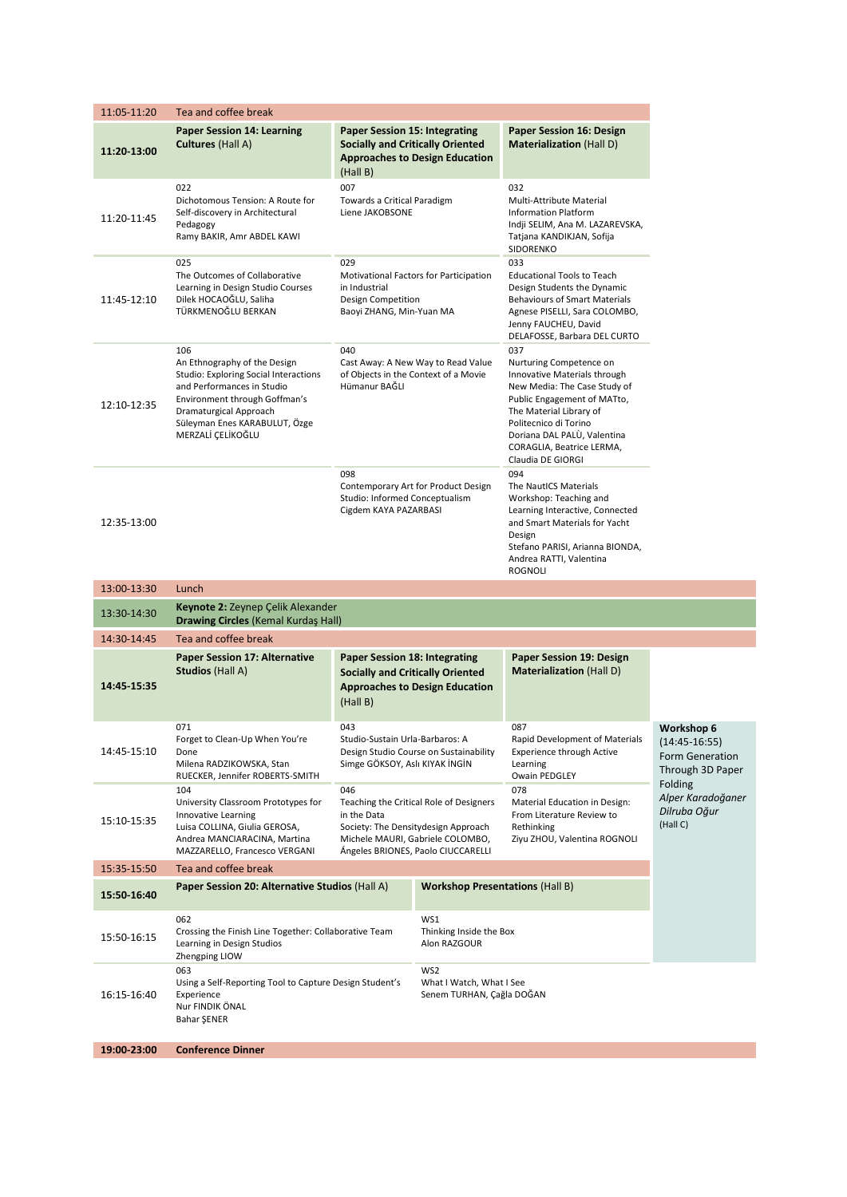| | | | | |
|---|---|---|---|---|
| 11:05-11:20 | Tea and coffee break | | | |
| **11:20-13:00** | **Paper Session 14: Learning Cultures** (Hall A) | **Paper Session 15: Integrating Socially and Critically Oriented Approaches to Design Education** (Hall B) | **Paper Session 16: Design Materialization** (Hall D) | |
| 11:20-11:45 | 022<br>Dichotomous Tension: A Route for Self-discovery in Architectural Pedagogy<br>Ramy BAKIR, Amr ABDEL KAWI | 007<br>Towards a Critical Paradigm<br>Liene JAKOBSONE | 032<br>Multi-Attribute Material Information Platform<br>Indji SELIM, Ana M. LAZAREVSKA, Tatjana KANDIKJAN, Sofija SIDORENKO | |
| 11:45-12:10 | 025<br>The Outcomes of Collaborative Learning in Design Studio Courses<br>Dilek HOCAOĞLU, Saliha TÜRKMENOĞLU BERKAN | 029<br>Motivational Factors for Participation in Industrial Design Competition<br>Baoyi ZHANG, Min-Yuan MA | 033<br>Educational Tools to Teach Design Students the Dynamic Behaviours of Smart Materials<br>Agnese PISELLI, Sara COLOMBO, Jenny FAUCHEU, David DELAFOSSE, Barbara DEL CURTO | |
| 12:10-12:35 | 106<br>An Ethnography of the Design Studio: Exploring Social Interactions and Performances in Studio Environment through Goffman's Dramaturgical Approach<br>Süleyman Enes KARABULUT, Özge MERZALİ ÇELİKOĞLU | 040<br>Cast Away: A New Way to Read Value of Objects in the Context of a Movie<br>Hümanur BAĞLI | 037<br>Nurturing Competence on Innovative Materials through New Media: The Case Study of Public Engagement of MATto, The Material Library of Politecnico di Torino<br>Doriana DAL PALÙ, Valentina CORAGLIA, Beatrice LERMA, Claudia DE GIORGI | |
| 12:35-13:00 | | 098<br>Contemporary Art for Product Design Studio: Informed Conceptualism<br>Cigdem KAYA PAZARBASI | 094<br>The NautICS Materials Workshop: Teaching and Learning Interactive, Connected and Smart Materials for Yacht Design<br>Stefano PARISI, Arianna BIONDA, Andrea RATTI, Valentina ROGNOLI | |
| 13:00-13:30 | Lunch | | | |
| 13:30-14:30 | **Keynote 2:** Zeynep Çelik Alexander<br>**Drawing Circles** (Kemal Kurdaş Hall) | | | |
| 14:30-14:45 | Tea and coffee break | | | |
| **14:45-15:35** | **Paper Session 17: Alternative Studios** (Hall A) | **Paper Session 18: Integrating Socially and Critically Oriented Approaches to Design Education** (Hall B) | **Paper Session 19: Design Materialization** (Hall D) | |
| 14:45-15:10 | 071<br>Forget to Clean-Up When You're Done<br>Milena RADZIKOWSKA, Stan RUECKER, Jennifer ROBERTS-SMITH | 043<br>Studio-Sustain Urla-Barbaros: A Design Studio Course on Sustainability<br>Simge GÖKSOY, Aslı KIYAK İNGİN | 087<br>Rapid Development of Materials Experience through Active Learning<br>Owain PEDGLEY | **Workshop 6** (14:45-16:55)<br>Form Generation Through 3D Paper Folding<br>*Alper Karadoğaner*<br>*Dilruba Oğur*<br>(Hall C) |
| 15:10-15:35 | 104<br>University Classroom Prototypes for Innovative Learning<br>Luisa COLLINA, Giulia GEROSA, Andrea MANCIARACINA, Martina MAZZARELLO, Francesco VERGANI | 046<br>Teaching the Critical Role of Designers in the Data Society: The Densitydesign Approach<br>Michele MAURI, Gabriele COLOMBO, Ángeles BRIONES, Paolo CIUCCARELLI | 078<br>Material Education in Design: From Literature Review to Rethinking<br>Ziyu ZHOU, Valentina ROGNOLI | |
| 15:35-15:50 | Tea and coffee break | | | |
| **15:50-16:40** | **Paper Session 20: Alternative Studios** (Hall A) | **Workshop Presentations** (Hall B) | | |
| 15:50-16:15 | 062<br>Crossing the Finish Line Together: Collaborative Team Learning in Design Studios<br>Zhengping LIOW | WS1<br>Thinking Inside the Box<br>Alon RAZGOUR | | |
| 16:15-16:40 | 063<br>Using a Self-Reporting Tool to Capture Design Student's Experience<br>Nur FINDIK ÖNAL<br>Bahar ŞENER | WS2<br>What I Watch, What I See<br>Senem TURHAN, Çağla DOĞAN | | |
| **19:00-23:00** | **Conference Dinner** | | | |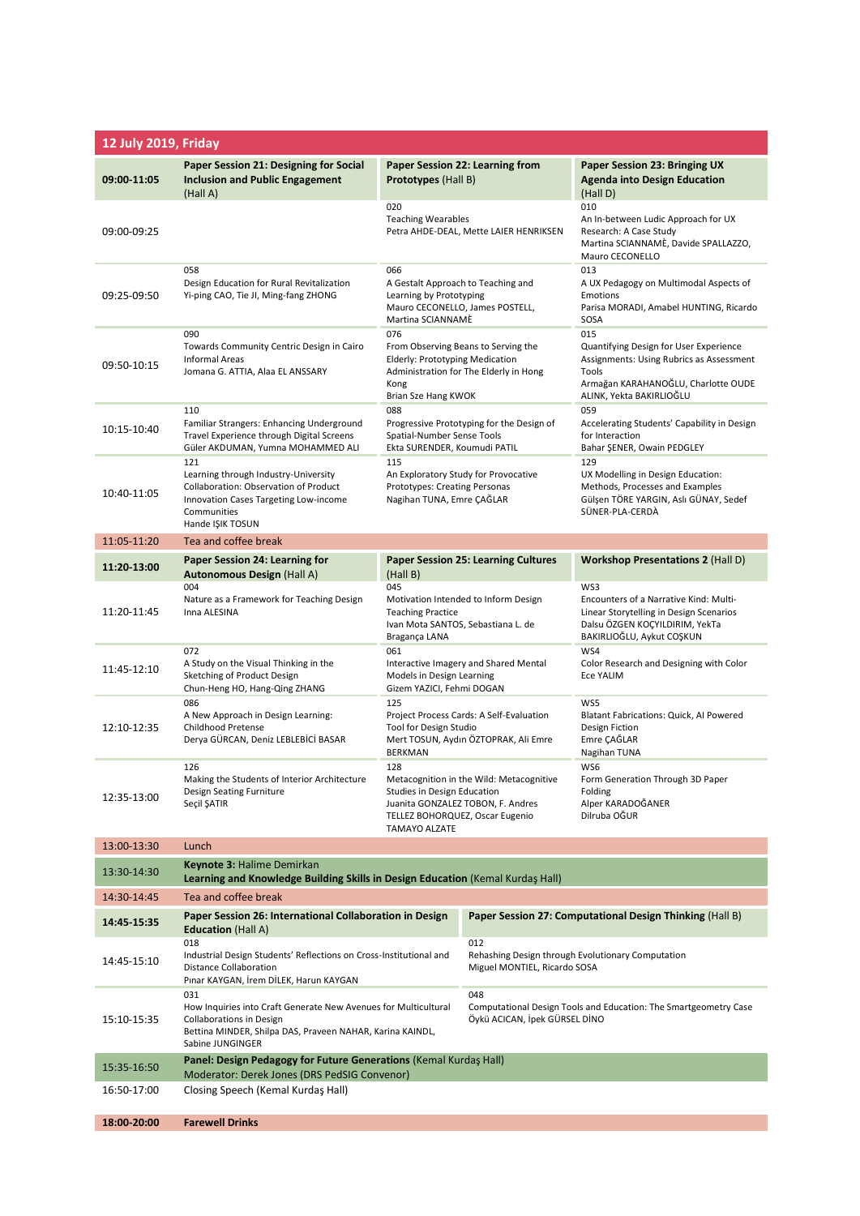## 12 July 2019, Friday

| | | | |
|---|---|---|---|
| **09:00-11:05** | **Paper Session 21: Designing for Social Inclusion and Public Engagement** (Hall A) | **Paper Session 22: Learning from Prototypes** (Hall B) | **Paper Session 23: Bringing UX Agenda into Design Education** (Hall D) |
| 09:00-09:25 | | 020<br>Teaching Wearables<br>Petra AHDE-DEAL, Mette LAIER HENRIKSEN | 010<br>An In-between Ludic Approach for UX Research: A Case Study<br>Martina SCIANNAMÈ, Davide SPALLAZZO, Mauro CECONELLO |
| 09:25-09:50 | 058<br>Design Education for Rural Revitalization<br>Yi-ping CAO, Tie JI, Ming-fang ZHONG | 066<br>A Gestalt Approach to Teaching and Learning by Prototyping<br>Mauro CECONELLO, James POSTELL, Martina SCIANNAMÈ | 013<br>A UX Pedagogy on Multimodal Aspects of Emotions<br>Parisa MORADI, Amabel HUNTING, Ricardo SOSA |
| 09:50-10:15 | 090<br>Towards Community Centric Design in Cairo Informal Areas<br>Jomana G. ATTIA, Alaa EL ANSSARY | 076<br>From Observing Beans to Serving the Elderly: Prototyping Medication Administration for The Elderly in Hong Kong<br>Brian Sze Hang KWOK | 015<br>Quantifying Design for User Experience Assignments: Using Rubrics as Assessment Tools<br>Armağan KARAHANOĞLU, Charlotte OUDE ALINK, Yekta BAKIRLIOĞLU |
| 10:15-10:40 | 110<br>Familiar Strangers: Enhancing Underground Travel Experience through Digital Screens<br>Güler AKDUMAN, Yumna MOHAMMED ALI | 088<br>Progressive Prototyping for the Design of Spatial-Number Sense Tools<br>Ekta SURENDER, Koumudi PATIL | 059<br>Accelerating Students' Capability in Design for Interaction<br>Bahar ŞENER, Owain PEDGLEY |
| 10:40-11:05 | 121<br>Learning through Industry-University Collaboration: Observation of Product Innovation Cases Targeting Low-income Communities<br>Hande IŞIK TOSUN | 115<br>An Exploratory Study for Provocative Prototypes: Creating Personas<br>Nagihan TUNA, Emre ÇAĞLAR | 129<br>UX Modelling in Design Education: Methods, Processes and Examples<br>Gülşen TÖRE YARGIN, Aslı GÜNAY, Sedef SÜNER-PLA-CERDÀ |
| 11:05-11:20 | Tea and coffee break | | |
| **11:20-13:00** | **Paper Session 24: Learning for Autonomous Design** (Hall A) | **Paper Session 25: Learning Cultures** (Hall B) | **Workshop Presentations 2** (Hall D) |
| 11:20-11:45 | 004<br>Nature as a Framework for Teaching Design<br>Inna ALESINA | 045<br>Motivation Intended to Inform Design Teaching Practice<br>Ivan Mota SANTOS, Sebastiana L. de Bragança LANA | WS3<br>Encounters of a Narrative Kind: Multi-Linear Storytelling in Design Scenarios<br>Dalsu ÖZGEN KOÇYILDIRIM, YekTa BAKIRLIOĞLU, Aykut COŞKUN |
| 11:45-12:10 | 072<br>A Study on the Visual Thinking in the Sketching of Product Design<br>Chun-Heng HO, Hang-Qing ZHANG | 061<br>Interactive Imagery and Shared Mental Models in Design Learning<br>Gizem YAZICI, Fehmi DOGAN | WS4<br>Color Research and Designing with Color<br>Ece YALIM |
| 12:10-12:35 | 086<br>A New Approach in Design Learning: Childhood Pretense<br>Derya GÜRCAN, Deniz LEBLEBİCİ BASAR | 125<br>Project Process Cards: A Self-Evaluation Tool for Design Studio<br>Mert TOSUN, Aydın ÖZTOPRAK, Ali Emre BERKMAN | WS5<br>Blatant Fabrications: Quick, AI Powered Design Fiction<br>Emre ÇAĞLAR<br>Nagihan TUNA |
| 12:35-13:00 | 126<br>Making the Students of Interior Architecture Design Seating Furniture<br>Seçil ŞATIR | 128<br>Metacognition in the Wild: Metacognitive Studies in Design Education<br>Juanita GONZALEZ TOBON, F. Andres TELLEZ BOHORQUEZ, Oscar Eugenio TAMAYO ALZATE | WS6<br>Form Generation Through 3D Paper Folding<br>Alper KARADOĞANER<br>Dilruba OĞUR |
| 13:00-13:30 | Lunch | | |
| 13:30-14:30 | **Keynote 3:** Halime Demirkan<br>**Learning and Knowledge Building Skills in Design Education** (Kemal Kurdaş Hall) | | |
| 14:30-14:45 | Tea and coffee break | | |
| **14:45-15:35** | **Paper Session 26: International Collaboration in Design Education** (Hall A) | **Paper Session 27: Computational Design Thinking** (Hall B) | |
| 14:45-15:10 | 018<br>Industrial Design Students' Reflections on Cross-Institutional and Distance Collaboration<br>Pınar KAYGAN, İrem DİLEK, Harun KAYGAN | 012<br>Rehashing Design through Evolutionary Computation<br>Miguel MONTIEL, Ricardo SOSA | |
| 15:10-15:35 | 031<br>How Inquiries into Craft Generate New Avenues for Multicultural Collaborations in Design<br>Bettina MINDER, Shilpa DAS, Praveen NAHAR, Karina KAINDL, Sabine JUNGINGER | 048<br>Computational Design Tools and Education: The Smartgeometry Case<br>Öykü ACICAN, İpek GÜRSEL DİNO | |
| 15:35-16:50 | **Panel: Design Pedagogy for Future Generations** (Kemal Kurdaş Hall)<br>Moderator: Derek Jones (DRS PedSIG Convenor) | | |
| 16:50-17:00 | Closing Speech (Kemal Kurdaş Hall) | | |
| **18:00-20:00** | **Farewell Drinks** | | |